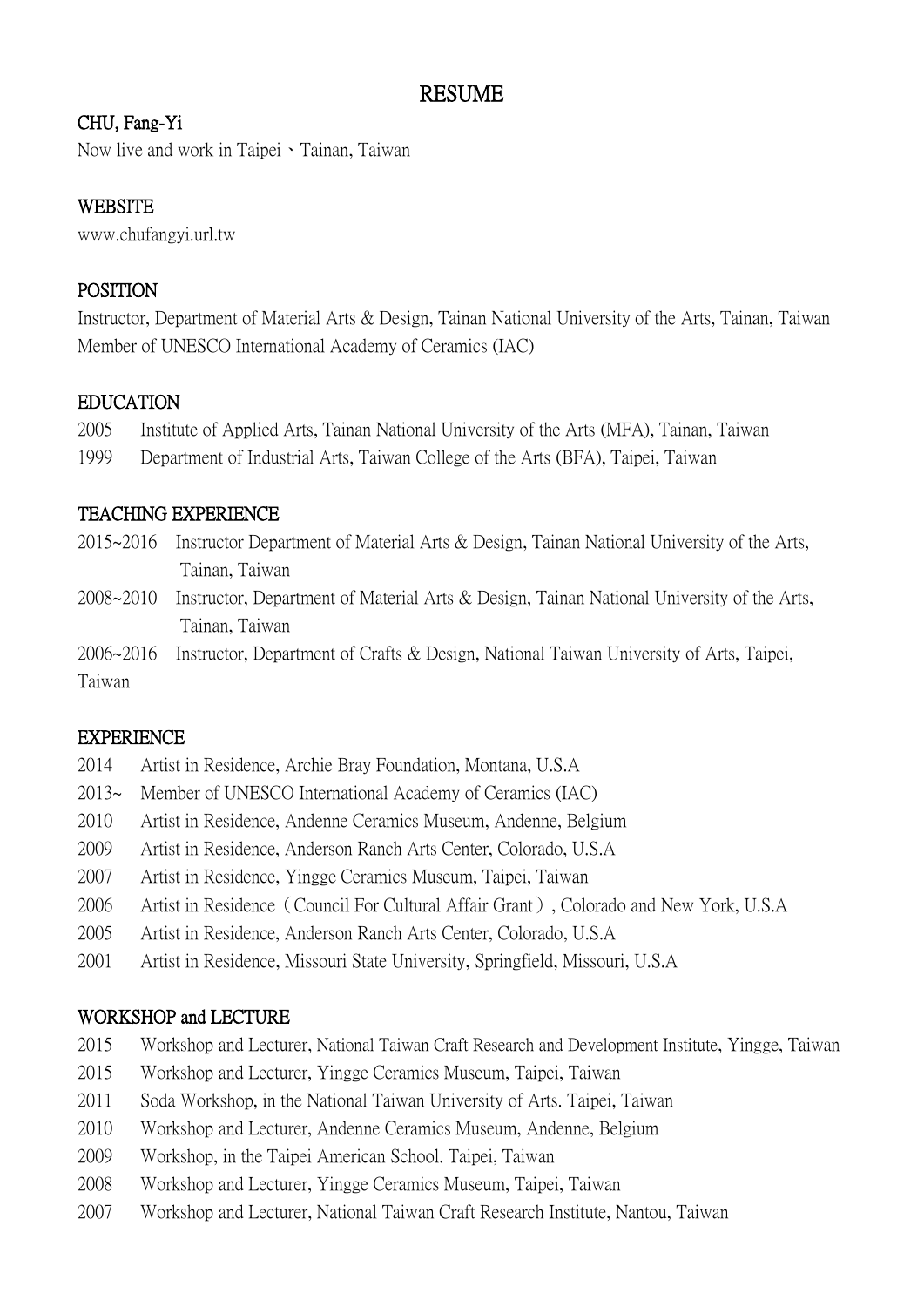# RESUME

## CHU, Fang-Yi

Now live and work in Taipei、Tainan, Taiwan

## WEBSITE

www.chufangyi.url.tw

## POSITION

Instructor, Department of Material Arts & Design, Tainan National University of the Arts, Tainan, Taiwan

Member of UNESCO International Academy of Ceramics (IAC)

## EDUCATION

2005 Institute of Applied Arts, Tainan National University of the Arts (MFA), Tainan, Taiwan

1999 Department of Industrial Arts, Taiwan College of the Arts (BFA), Taipei, Taiwan

## TEACHING EXPERIENCE

2015~2016 Instructor Department of Material Arts & Design, Tainan National University of the Arts, Tainan, Taiwan

2008~2010 Instructor, Department of Material Arts & Design, Tainan National University of the Arts, Tainan, Taiwan

2006~2016 Instructor, Department of Crafts & Design, National Taiwan University of Arts, Taipei, Taiwan

## EXPERIENCE

2014 Artist in Residence, Archie Bray Foundation, Montana, U.S.A

2013~ Member of UNESCO International Academy of Ceramics (IAC)

2010 Artist in Residence, Andenne Ceramics Museum, Andenne, Belgium

2009 Artist in Residence, Anderson Ranch Arts Center, Colorado, U.S.A

2007 Artist in Residence, Yingge Ceramics Museum, Taipei, Taiwan

2006 Artist in Residence（Council For Cultural Affair Grant）, Colorado and New York, U.S.A

2005 Artist in Residence, Anderson Ranch Arts Center, Colorado, U.S.A

2001 Artist in Residence, Missouri State University, Springfield, Missouri, U.S.A

## WORKSHOP and LECTURE

2015 Workshop and Lecturer, National Taiwan Craft Research and Development Institute, Yingge, Taiwan

2015 Workshop and Lecturer, Yingge Ceramics Museum, Taipei, Taiwan

2011 Soda Workshop, in the National Taiwan University of Arts. Taipei, Taiwan

2010 Workshop and Lecturer, Andenne Ceramics Museum, Andenne, Belgium

2009 Workshop, in the Taipei American School. Taipei, Taiwan

2008 Workshop and Lecturer, Yingge Ceramics Museum, Taipei, Taiwan

2007 Workshop and Lecturer, National Taiwan Craft Research Institute, Nantou, Taiwan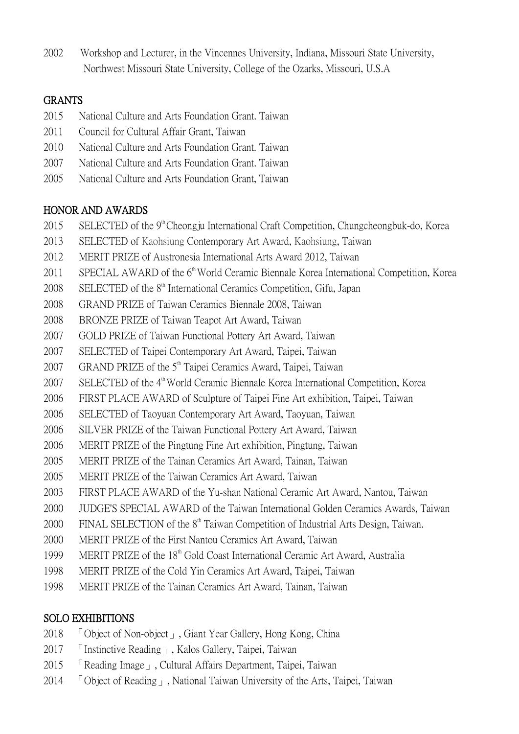2002 Workshop and Lecturer, in the Vincennes University, Indiana, Missouri State University, Northwest Missouri State University, College of the Ozarks, Missouri, U.S.A

## GRANTS

2015 National Culture and Arts Foundation Grant. Taiwan
2011 Council for Cultural Affair Grant, Taiwan
2010 National Culture and Arts Foundation Grant. Taiwan
2007 National Culture and Arts Foundation Grant. Taiwan
2005 National Culture and Arts Foundation Grant, Taiwan

## HONOR AND AWARDS

2015 SELECTED of the 9th Cheongju International Craft Competition, Chungcheongbuk-do, Korea
2013 SELECTED of Kaohsiung Contemporary Art Award, Kaohsiung, Taiwan
2012 MERIT PRIZE of Austronesia International Arts Award 2012, Taiwan
2011 SPECIAL AWARD of the 6th World Ceramic Biennale Korea International Competition, Korea
2008 SELECTED of the 8th International Ceramics Competition, Gifu, Japan
2008 GRAND PRIZE of Taiwan Ceramics Biennale 2008, Taiwan
2008 BRONZE PRIZE of Taiwan Teapot Art Award, Taiwan
2007 GOLD PRIZE of Taiwan Functional Pottery Art Award, Taiwan
2007 SELECTED of Taipei Contemporary Art Award, Taipei, Taiwan
2007 GRAND PRIZE of the 5th Taipei Ceramics Award, Taipei, Taiwan
2007 SELECTED of the 4th World Ceramic Biennale Korea International Competition, Korea
2006 FIRST PLACE AWARD of Sculpture of Taipei Fine Art exhibition, Taipei, Taiwan
2006 SELECTED of Taoyuan Contemporary Art Award, Taoyuan, Taiwan
2006 SILVER PRIZE of the Taiwan Functional Pottery Art Award, Taiwan
2006 MERIT PRIZE of the Pingtung Fine Art exhibition, Pingtung, Taiwan
2005 MERIT PRIZE of the Tainan Ceramics Art Award, Tainan, Taiwan
2005 MERIT PRIZE of the Taiwan Ceramics Art Award, Taiwan
2003 FIRST PLACE AWARD of the Yu-shan National Ceramic Art Award, Nantou, Taiwan
2000 JUDGE'S SPECIAL AWARD of the Taiwan International Golden Ceramics Awards, Taiwan
2000 FINAL SELECTION of the 8th Taiwan Competition of Industrial Arts Design, Taiwan.
2000 MERIT PRIZE of the First Nantou Ceramics Art Award, Taiwan
1999 MERIT PRIZE of the 18th Gold Coast International Ceramic Art Award, Australia
1998 MERIT PRIZE of the Cold Yin Ceramics Art Award, Taipei, Taiwan
1998 MERIT PRIZE of the Tainan Ceramics Art Award, Tainan, Taiwan

## SOLO EXHIBITIONS

2018 「Object of Non-object」, Giant Year Gallery, Hong Kong, China
2017 「Instinctive Reading」, Kalos Gallery, Taipei, Taiwan
2015 「Reading Image」, Cultural Affairs Department, Taipei, Taiwan
2014 「Object of Reading」, National Taiwan University of the Arts, Taipei, Taiwan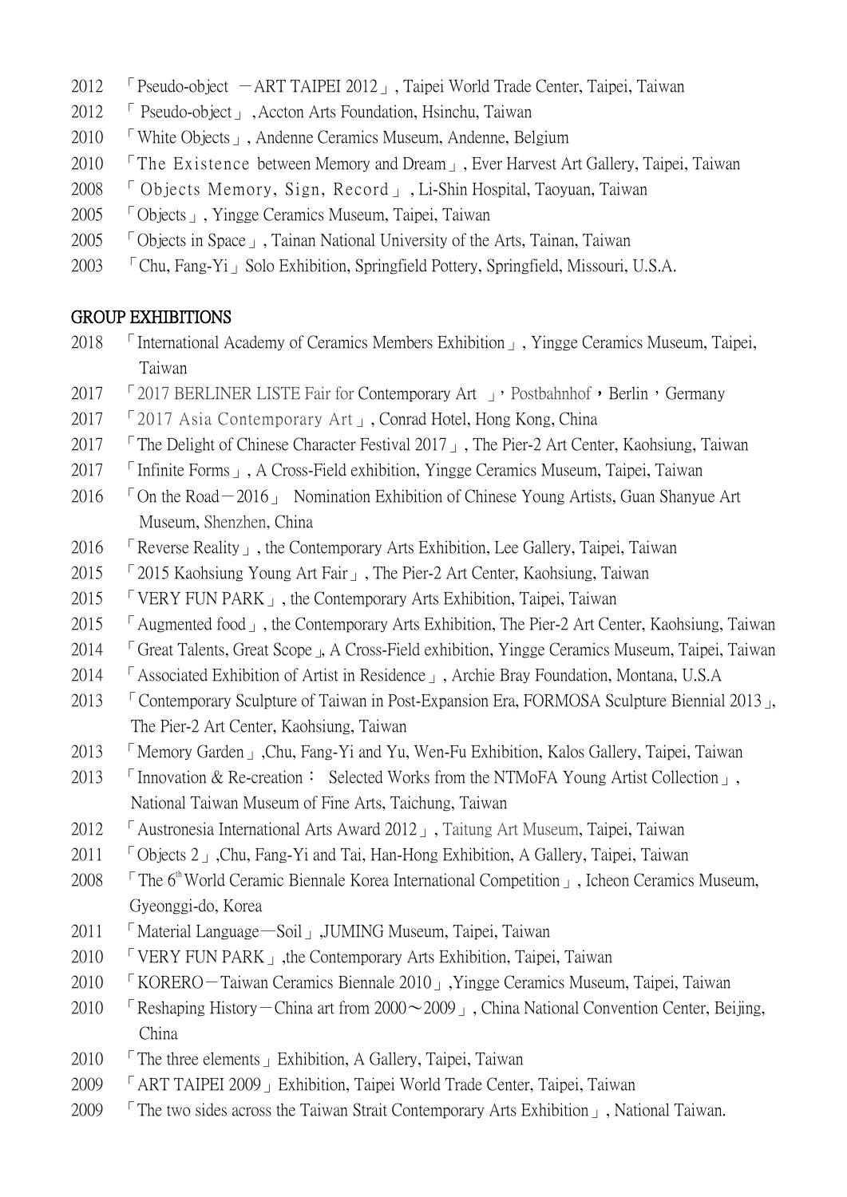2012 「Pseudo-object －ART TAIPEI 2012」, Taipei World Trade Center, Taipei, Taiwan

2012 「 Pseudo-object」 ,Accton Arts Foundation, Hsinchu, Taiwan

2010 「White Objects」, Andenne Ceramics Museum, Andenne, Belgium

2010 「The Existence between Memory and Dream」, Ever Harvest Art Gallery, Taipei, Taiwan

2008 「 Objects Memory, Sign, Record」 , Li-Shin Hospital, Taoyuan, Taiwan

2005 「Objects」, Yingge Ceramics Museum, Taipei, Taiwan

2005 「Objects in Space」, Tainan National University of the Arts, Tainan, Taiwan

2003 「Chu, Fang-Yi」 Solo Exhibition, Springfield Pottery, Springfield, Missouri, U.S.A.

## GROUP EXHIBITIONS

2018 「International Academy of Ceramics Members Exhibition」, Yingge Ceramics Museum, Taipei, Taiwan

2017 「2017 BERLINER LISTE Fair for Contemporary Art 」，Postbahnhof，Berlin，Germany

2017 「2017 Asia Contemporary Art」, Conrad Hotel, Hong Kong, China

2017 「The Delight of Chinese Character Festival 2017」, The Pier-2 Art Center, Kaohsiung, Taiwan

2017 「Infinite Forms」, A Cross-Field exhibition, Yingge Ceramics Museum, Taipei, Taiwan

2016 「On the Road－2016」 Nomination Exhibition of Chinese Young Artists, Guan Shanyue Art Museum, Shenzhen, China

2016 「Reverse Reality」, the Contemporary Arts Exhibition, Lee Gallery, Taipei, Taiwan

2015 「2015 Kaohsiung Young Art Fair」, The Pier-2 Art Center, Kaohsiung, Taiwan

2015 「VERY FUN PARK」, the Contemporary Arts Exhibition, Taipei, Taiwan

2015 「Augmented food」, the Contemporary Arts Exhibition, The Pier-2 Art Center, Kaohsiung, Taiwan

2014 「Great Talents, Great Scope」, A Cross-Field exhibition, Yingge Ceramics Museum, Taipei, Taiwan

2014 「Associated Exhibition of Artist in Residence」, Archie Bray Foundation, Montana, U.S.A

2013 「Contemporary Sculpture of Taiwan in Post-Expansion Era, FORMOSA Sculpture Biennial 2013」, The Pier-2 Art Center, Kaohsiung, Taiwan

2013 「Memory Garden」,Chu, Fang-Yi and Yu, Wen-Fu Exhibition, Kalos Gallery, Taipei, Taiwan

2013 「Innovation & Re-creation： Selected Works from the NTMoFA Young Artist Collection」, National Taiwan Museum of Fine Arts, Taichung, Taiwan

2012 「Austronesia International Arts Award 2012」, Taitung Art Museum, Taipei, Taiwan

2011 「Objects 2」,Chu, Fang-Yi and Tai, Han-Hong Exhibition, A Gallery, Taipei, Taiwan

2008 「The 6th World Ceramic Biennale Korea International Competition」, Icheon Ceramics Museum, Gyeonggi-do, Korea

2011 「Material Language—Soil」,JUMING Museum, Taipei, Taiwan

2010 「VERY FUN PARK」,the Contemporary Arts Exhibition, Taipei, Taiwan

2010 「KORERO－Taiwan Ceramics Biennale 2010」,Yingge Ceramics Museum, Taipei, Taiwan

2010 「Reshaping History－China art from 2000～2009」, China National Convention Center, Beijing, China

2010 「The three elements」 Exhibition, A Gallery, Taipei, Taiwan

2009 「ART TAIPEI 2009」 Exhibition, Taipei World Trade Center, Taipei, Taiwan

2009 「The two sides across the Taiwan Strait Contemporary Arts Exhibition」, National Taiwan.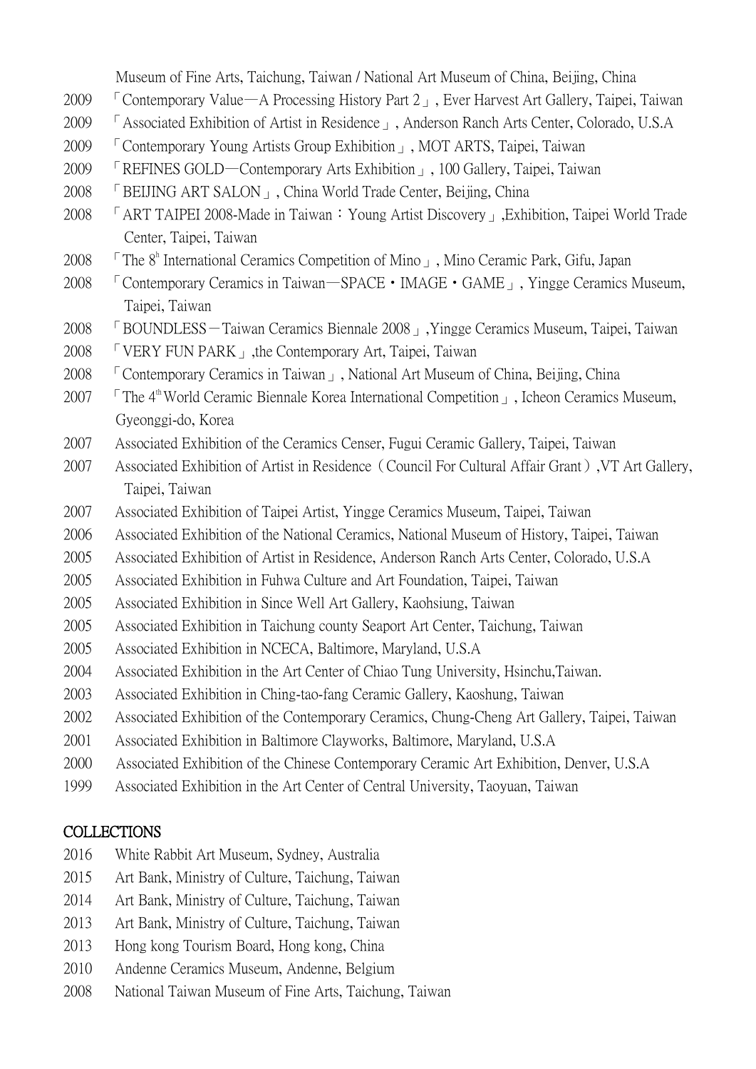Museum of Fine Arts, Taichung, Taiwan / National Art Museum of China, Beijing, China

2009 「Contemporary Value—A Processing History Part 2」, Ever Harvest Art Gallery, Taipei, Taiwan

2009 「Associated Exhibition of Artist in Residence」, Anderson Ranch Arts Center, Colorado, U.S.A

2009 「Contemporary Young Artists Group Exhibition」, MOT ARTS, Taipei, Taiwan

2009 「REFINES GOLD—Contemporary Arts Exhibition」, 100 Gallery, Taipei, Taiwan

2008 「BEIJING ART SALON」, China World Trade Center, Beijing, China

2008 「ART TAIPEI 2008-Made in Taiwan：Young Artist Discovery」,Exhibition, Taipei World Trade Center, Taipei, Taiwan

2008 「The 8th International Ceramics Competition of Mino」, Mino Ceramic Park, Gifu, Japan

2008 「Contemporary Ceramics in Taiwan—SPACE・IMAGE・GAME」, Yingge Ceramics Museum, Taipei, Taiwan

2008 「BOUNDLESS－Taiwan Ceramics Biennale 2008」,Yingge Ceramics Museum, Taipei, Taiwan

2008 「VERY FUN PARK」,the Contemporary Art, Taipei, Taiwan

2008 「Contemporary Ceramics in Taiwan」, National Art Museum of China, Beijing, China

2007 「The 4th World Ceramic Biennale Korea International Competition」, Icheon Ceramics Museum, Gyeonggi-do, Korea

2007 Associated Exhibition of the Ceramics Censer, Fugui Ceramic Gallery, Taipei, Taiwan

2007 Associated Exhibition of Artist in Residence（Council For Cultural Affair Grant）,VT Art Gallery, Taipei, Taiwan

2007 Associated Exhibition of Taipei Artist, Yingge Ceramics Museum, Taipei, Taiwan

2006 Associated Exhibition of the National Ceramics, National Museum of History, Taipei, Taiwan

2005 Associated Exhibition of Artist in Residence, Anderson Ranch Arts Center, Colorado, U.S.A

2005 Associated Exhibition in Fuhwa Culture and Art Foundation, Taipei, Taiwan

2005 Associated Exhibition in Since Well Art Gallery, Kaohsiung, Taiwan

2005 Associated Exhibition in Taichung county Seaport Art Center, Taichung, Taiwan

2005 Associated Exhibition in NCECA, Baltimore, Maryland, U.S.A

2004 Associated Exhibition in the Art Center of Chiao Tung University, Hsinchu,Taiwan.

2003 Associated Exhibition in Ching-tao-fang Ceramic Gallery, Kaoshung, Taiwan

2002 Associated Exhibition of the Contemporary Ceramics, Chung-Cheng Art Gallery, Taipei, Taiwan

2001 Associated Exhibition in Baltimore Clayworks, Baltimore, Maryland, U.S.A

2000 Associated Exhibition of the Chinese Contemporary Ceramic Art Exhibition, Denver, U.S.A

1999 Associated Exhibition in the Art Center of Central University, Taoyuan, Taiwan

## COLLECTIONS

2016 White Rabbit Art Museum, Sydney, Australia

2015 Art Bank, Ministry of Culture, Taichung, Taiwan

2014 Art Bank, Ministry of Culture, Taichung, Taiwan

2013 Art Bank, Ministry of Culture, Taichung, Taiwan

2013 Hong kong Tourism Board, Hong kong, China

2010 Andenne Ceramics Museum, Andenne, Belgium

2008 National Taiwan Museum of Fine Arts, Taichung, Taiwan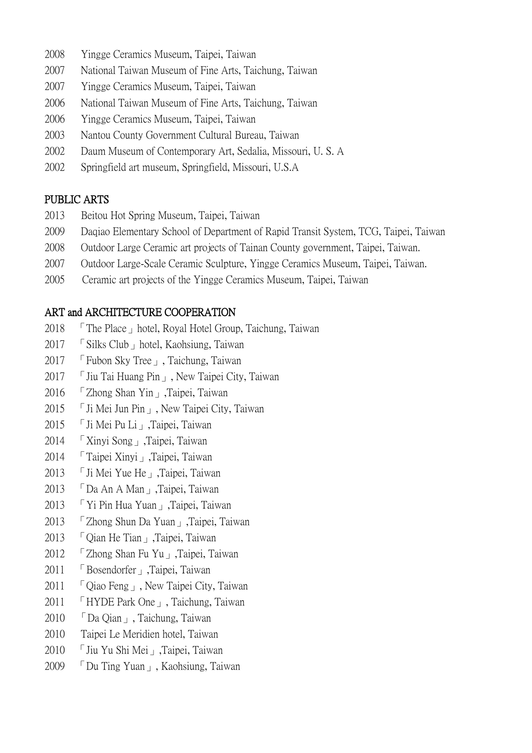2008 Yingge Ceramics Museum, Taipei, Taiwan
2007 National Taiwan Museum of Fine Arts, Taichung, Taiwan
2007 Yingge Ceramics Museum, Taipei, Taiwan
2006 National Taiwan Museum of Fine Arts, Taichung, Taiwan
2006 Yingge Ceramics Museum, Taipei, Taiwan
2003 Nantou County Government Cultural Bureau, Taiwan
2002 Daum Museum of Contemporary Art, Sedalia, Missouri, U. S. A
2002 Springfield art museum, Springfield, Missouri, U.S.A

## PUBLIC ARTS

2013 Beitou Hot Spring Museum, Taipei, Taiwan
2009 Daqiao Elementary School of Department of Rapid Transit System, TCG, Taipei, Taiwan
2008 Outdoor Large Ceramic art projects of Tainan County government, Taipei, Taiwan.
2007 Outdoor Large-Scale Ceramic Sculpture, Yingge Ceramics Museum, Taipei, Taiwan.
2005 Ceramic art projects of the Yingge Ceramics Museum, Taipei, Taiwan

## ART and ARCHITECTURE COOPERATION

2018 「The Place」 hotel, Royal Hotel Group, Taichung, Taiwan
2017 「Silks Club」 hotel, Kaohsiung, Taiwan
2017 「Fubon Sky Tree」, Taichung, Taiwan
2017 「Jiu Tai Huang Pin」, New Taipei City, Taiwan
2016 「Zhong Shan Yin」,Taipei, Taiwan
2015 「Ji Mei Jun Pin」, New Taipei City, Taiwan
2015 「Ji Mei Pu Li」,Taipei, Taiwan
2014 「Xinyi Song」,Taipei, Taiwan
2014 「Taipei Xinyi」,Taipei, Taiwan
2013 「Ji Mei Yue He」,Taipei, Taiwan
2013 「Da An A Man」,Taipei, Taiwan
2013 「Yi Pin Hua Yuan」,Taipei, Taiwan
2013 「Zhong Shun Da Yuan」,Taipei, Taiwan
2013 「Qian He Tian」,Taipei, Taiwan
2012 「Zhong Shan Fu Yu」,Taipei, Taiwan
2011 「Bosendorfer」,Taipei, Taiwan
2011 「Qiao Feng」, New Taipei City, Taiwan
2011 「HYDE Park One」, Taichung, Taiwan
2010 「Da Qian」, Taichung, Taiwan
2010 Taipei Le Meridien hotel, Taiwan
2010 「Jiu Yu Shi Mei」,Taipei, Taiwan
2009 「Du Ting Yuan」, Kaohsiung, Taiwan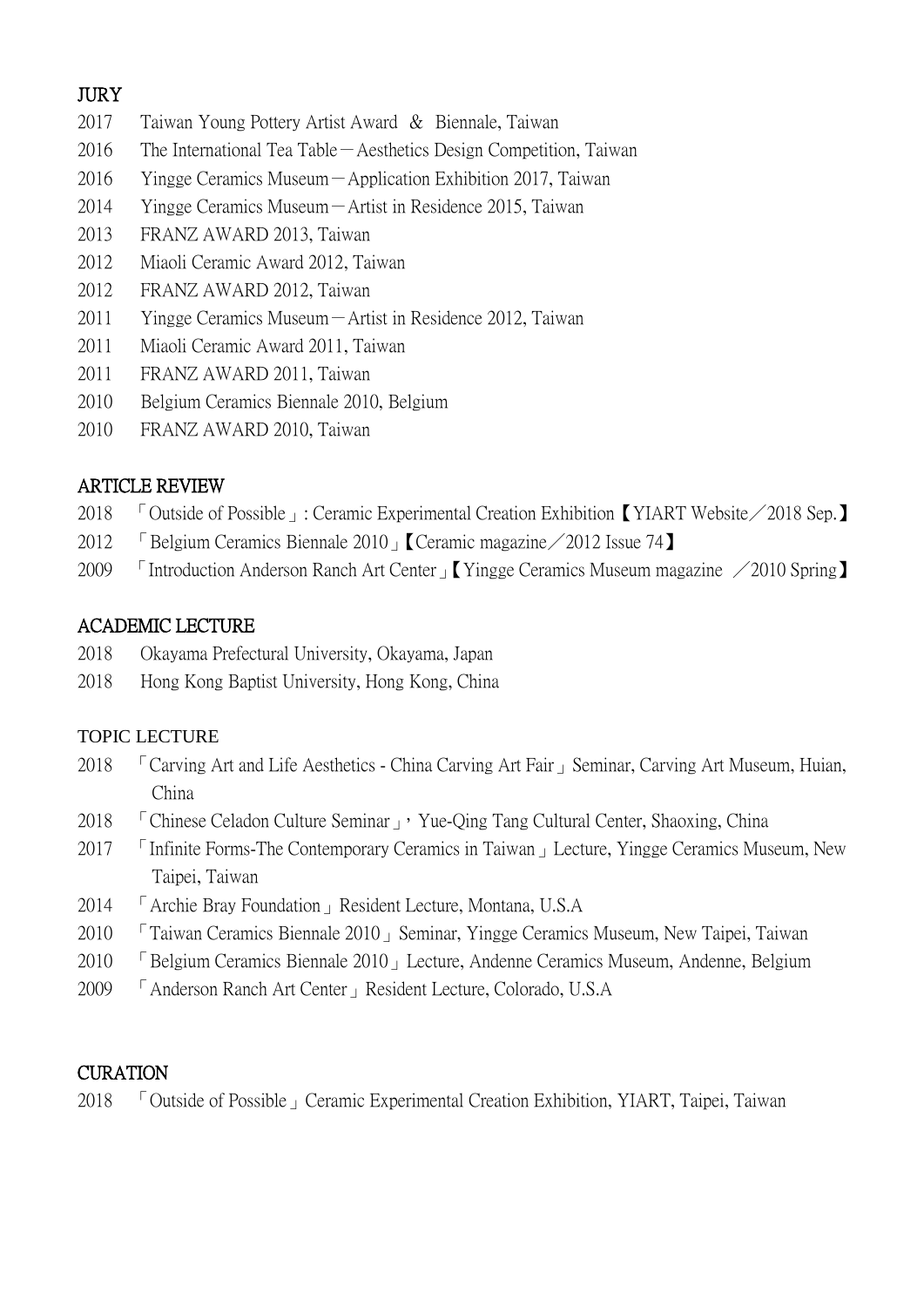## JURY

2017 Taiwan Young Pottery Artist Award ＆ Biennale, Taiwan
2016 The International Tea Table－Aesthetics Design Competition, Taiwan
2016 Yingge Ceramics Museum－Application Exhibition 2017, Taiwan
2014 Yingge Ceramics Museum－Artist in Residence 2015, Taiwan
2013 FRANZ AWARD 2013, Taiwan
2012 Miaoli Ceramic Award 2012, Taiwan
2012 FRANZ AWARD 2012, Taiwan
2011 Yingge Ceramics Museum－Artist in Residence 2012, Taiwan
2011 Miaoli Ceramic Award 2011, Taiwan
2011 FRANZ AWARD 2011, Taiwan
2010 Belgium Ceramics Biennale 2010, Belgium
2010 FRANZ AWARD 2010, Taiwan

## ARTICLE REVIEW

2018 「Outside of Possible」: Ceramic Experimental Creation Exhibition【YIART Website／2018 Sep.】
2012 「Belgium Ceramics Biennale 2010」【Ceramic magazine／2012 Issue 74】
2009 「Introduction Anderson Ranch Art Center」【Yingge Ceramics Museum magazine ／2010 Spring】

## ACADEMIC LECTURE

2018 Okayama Prefectural University, Okayama, Japan
2018 Hong Kong Baptist University, Hong Kong, China

## TOPIC LECTURE

2018 「Carving Art and Life Aesthetics - China Carving Art Fair」 Seminar, Carving Art Museum, Huian, China
2018 「Chinese Celadon Culture Seminar」，Yue-Qing Tang Cultural Center, Shaoxing, China
2017 「Infinite Forms-The Contemporary Ceramics in Taiwan」 Lecture, Yingge Ceramics Museum, New Taipei, Taiwan
2014 「Archie Bray Foundation」 Resident Lecture, Montana, U.S.A
2010 「Taiwan Ceramics Biennale 2010」 Seminar, Yingge Ceramics Museum, New Taipei, Taiwan
2010 「Belgium Ceramics Biennale 2010」 Lecture, Andenne Ceramics Museum, Andenne, Belgium
2009 「Anderson Ranch Art Center」 Resident Lecture, Colorado, U.S.A

## CURATION

2018 「Outside of Possible」 Ceramic Experimental Creation Exhibition, YIART, Taipei, Taiwan